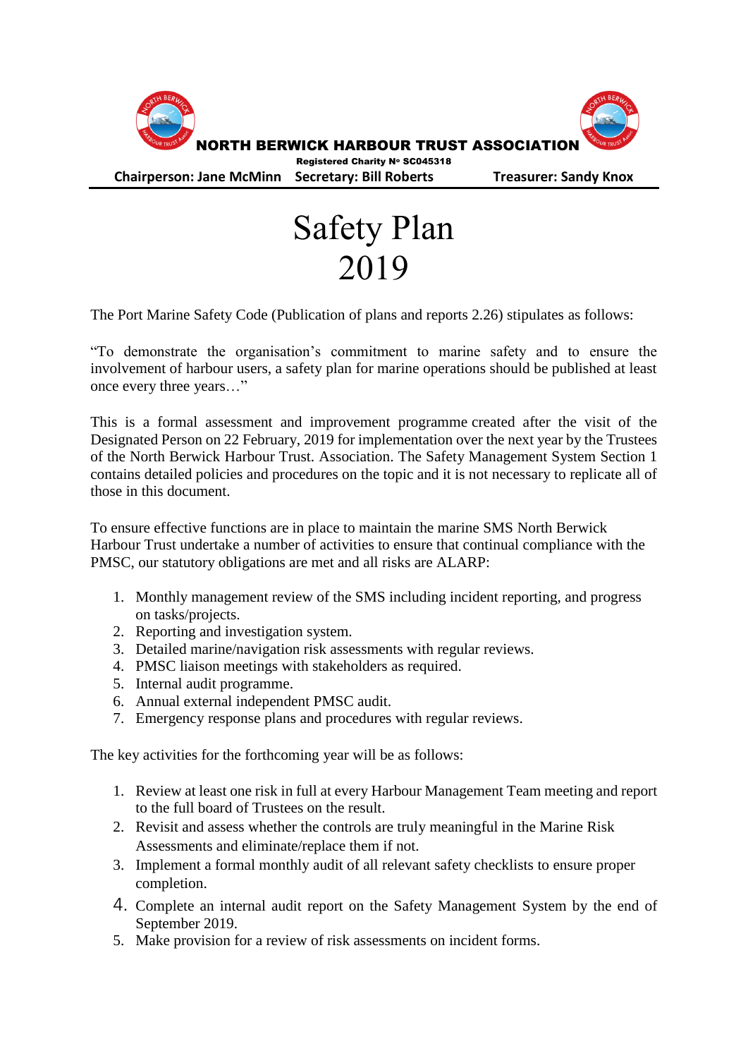**NORTH BERWICK HARBOUR TRUST ASSOCIATION**

**Registered Charity Nº SC045318**

**Chairperson: Jane McMinn  Secretary: Bill Roberts  Treasurer: Sandy Knox**

# Safety Plan 2019

The Port Marine Safety Code (Publication of plans and reports 2.26) stipulates as follows:

"To demonstrate the organisation's commitment to marine safety and to ensure the involvement of harbour users, a safety plan for marine operations should be published at least once every three years…"

This is a formal assessment and improvement programme created after the visit of the Designated Person on 22 February, 2019 for implementation over the next year by the Trustees of the North Berwick Harbour Trust. Association. The Safety Management System Section 1 contains detailed policies and procedures on the topic and it is not necessary to replicate all of those in this document.

To ensure effective functions are in place to maintain the marine SMS North Berwick Harbour Trust undertake a number of activities to ensure that continual compliance with the PMSC, our statutory obligations are met and all risks are ALARP:

1. Monthly management review of the SMS including incident reporting, and progress on tasks/projects.
2. Reporting and investigation system.
3. Detailed marine/navigation risk assessments with regular reviews.
4. PMSC liaison meetings with stakeholders as required.
5. Internal audit programme.
6. Annual external independent PMSC audit.
7. Emergency response plans and procedures with regular reviews.

The key activities for the forthcoming year will be as follows:

1. Review at least one risk in full at every Harbour Management Team meeting and report to the full board of Trustees on the result.
2. Revisit and assess whether the controls are truly meaningful in the Marine Risk Assessments and eliminate/replace them if not.
3. Implement a formal monthly audit of all relevant safety checklists to ensure proper completion.
4. Complete an internal audit report on the Safety Management System by the end of September 2019.
5. Make provision for a review of risk assessments on incident forms.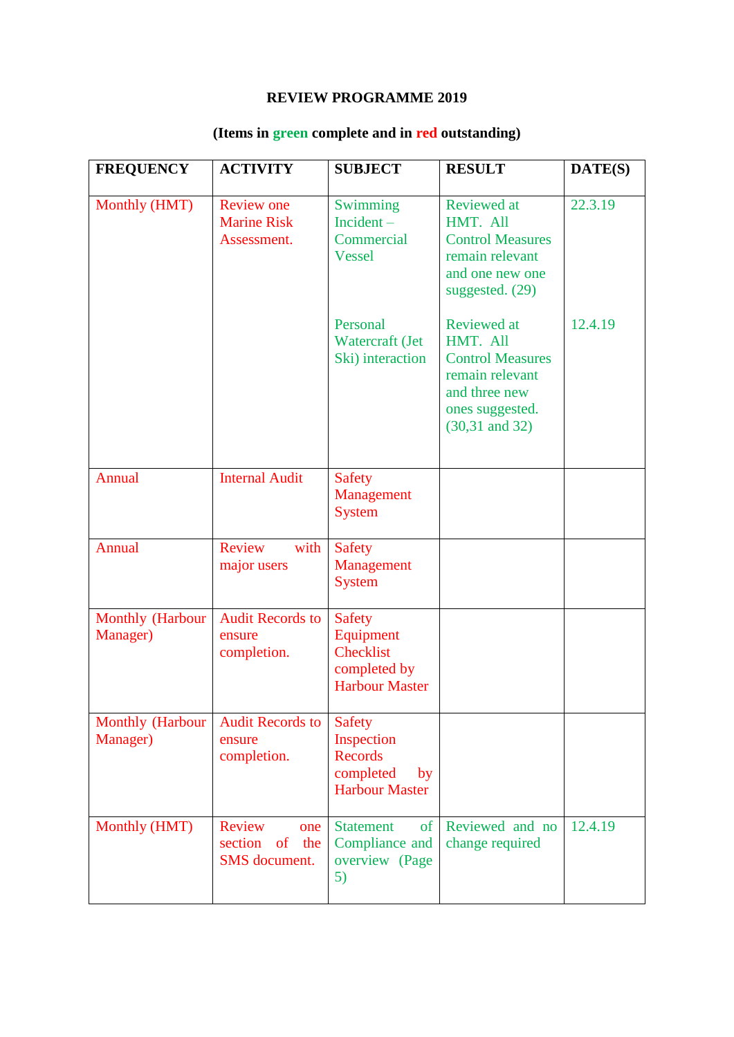**REVIEW PROGRAMME 2019**

**(Items in green complete and in red outstanding)**

| FREQUENCY | ACTIVITY | SUBJECT | RESULT | DATE(S) |
|---|---|---|---|---|
| Monthly (HMT) | Review one Marine Risk Assessment. | Swimming Incident – Commercial Vessel | Reviewed at HMT. All Control Measures remain relevant and one new one suggested. (29) | 22.3.19 |
| | | Personal Watercraft (Jet Ski) interaction | Reviewed at HMT. All Control Measures remain relevant and three new ones suggested. (30,31 and 32) | 12.4.19 |
| Annual | Internal Audit | Safety Management System | | |
| Annual | Review with major users | Safety Management System | | |
| Monthly (Harbour Manager) | Audit Records to ensure completion. | Safety Equipment Checklist completed by Harbour Master | | |
| Monthly (Harbour Manager) | Audit Records to ensure completion. | Safety Inspection Records completed by Harbour Master | | |
| Monthly (HMT) | Review one section of the SMS document. | Statement of Compliance and overview (Page 5) | Reviewed and no change required | 12.4.19 |